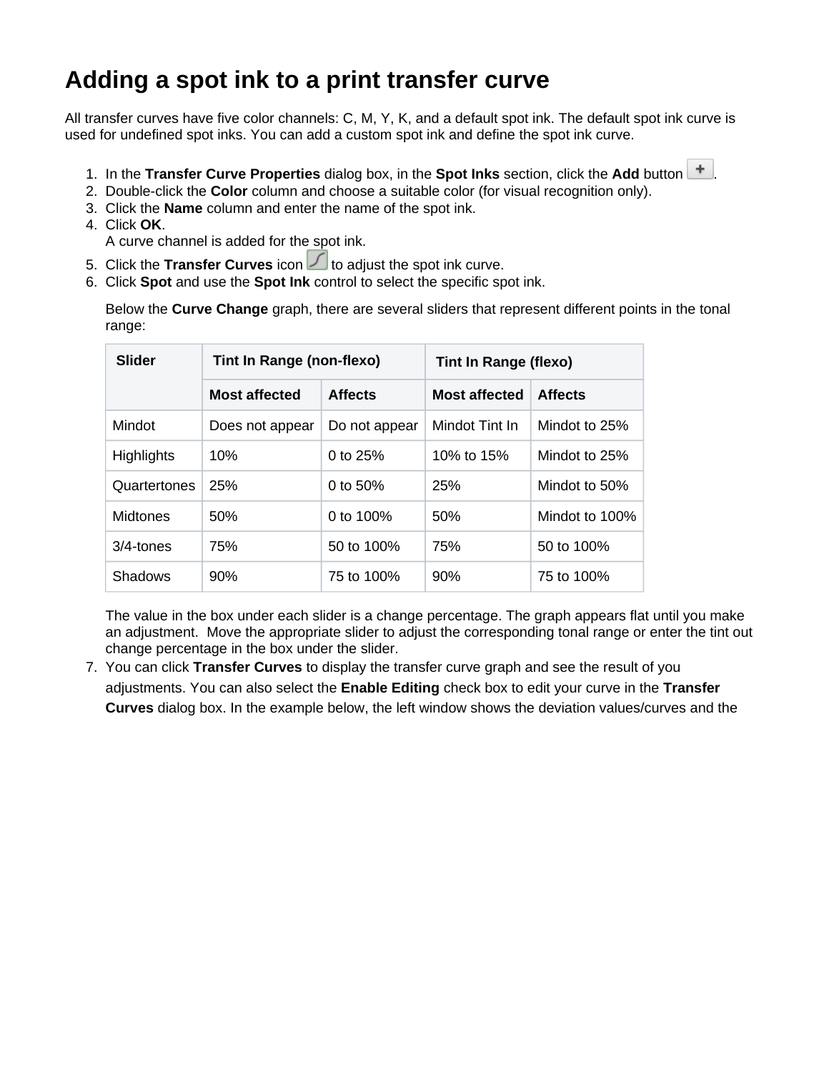# Adding a spot ink to a print transfer curve

All transfer curves have five color channels: C, M, Y, K, and a default spot ink. The default spot ink curve is used for undefined spot inks. You can add a custom spot ink and define the spot ink curve.

1. In the **Transfer Curve Properties** dialog box, in the **Spot Inks** section, click the **Add** button .
2. Double-click the **Color** column and choose a suitable color (for visual recognition only).
3. Click the **Name** column and enter the name of the spot ink.
4. Click **OK**.
   A curve channel is added for the spot ink.
5. Click the **Transfer Curves** icon  to adjust the spot ink curve.
6. Click **Spot** and use the **Spot Ink** control to select the specific spot ink.

   Below the **Curve Change** graph, there are several sliders that represent different points in the tonal range:

| Slider | Tint In Range (non-flexo) | | Tint In Range (flexo) | |
|---|---|---|---|---|
| | **Most affected** | **Affects** | **Most affected** | **Affects** |
| Mindot | Does not appear | Do not appear | Mindot Tint In | Mindot to 25% |
| Highlights | 10% | 0 to 25% | 10% to 15% | Mindot to 25% |
| Quartertones | 25% | 0 to 50% | 25% | Mindot to 50% |
| Midtones | 50% | 0 to 100% | 50% | Mindot to 100% |
| 3/4-tones | 75% | 50 to 100% | 75% | 50 to 100% |
| Shadows | 90% | 75 to 100% | 90% | 75 to 100% |

   The value in the box under each slider is a change percentage. The graph appears flat until you make an adjustment. Move the appropriate slider to adjust the corresponding tonal range or enter the tint out change percentage in the box under the slider.

7. You can click **Transfer Curves** to display the transfer curve graph and see the result of you adjustments. You can also select the **Enable Editing** check box to edit your curve in the **Transfer Curves** dialog box. In the example below, the left window shows the deviation values/curves and the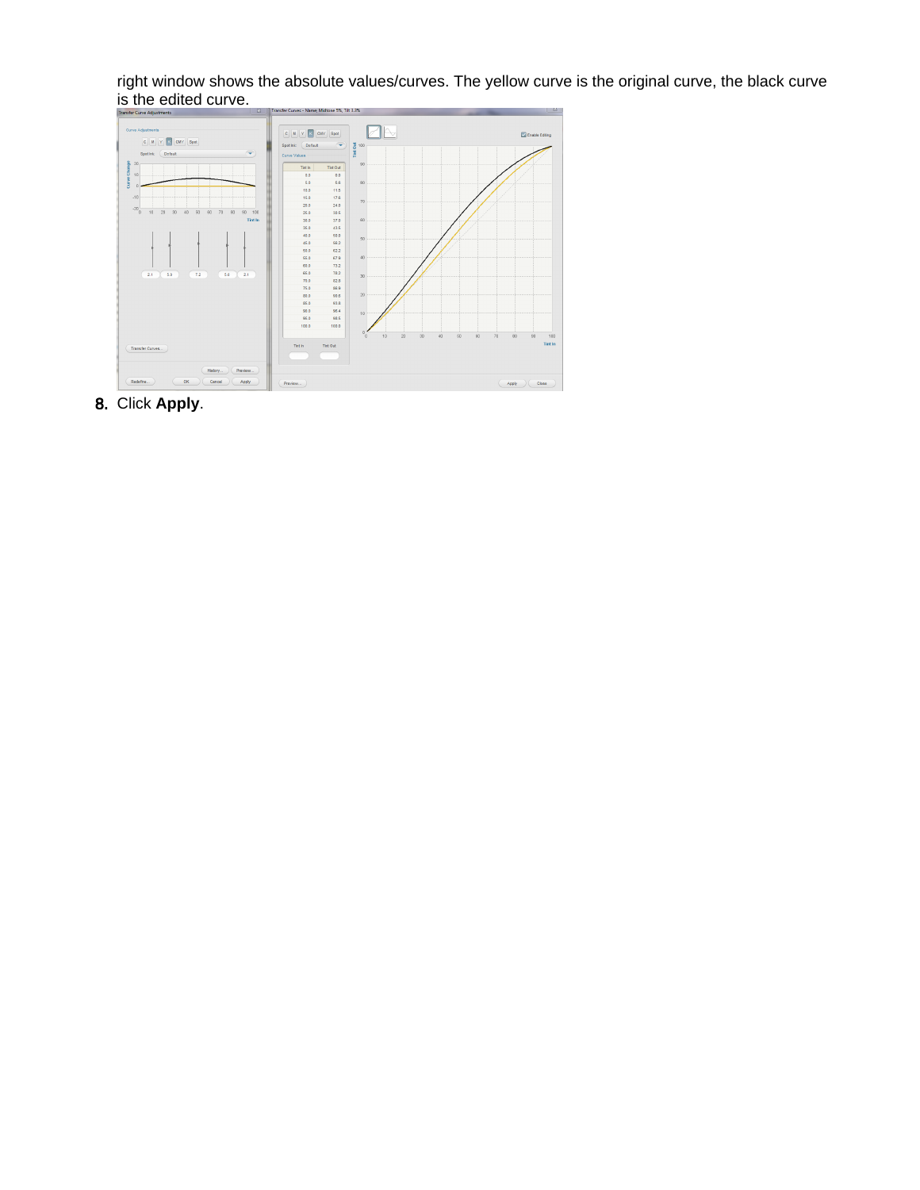right window shows the absolute values/curves. The yellow curve is the original curve, the black curve is the edited curve.

8. Click **Apply**.